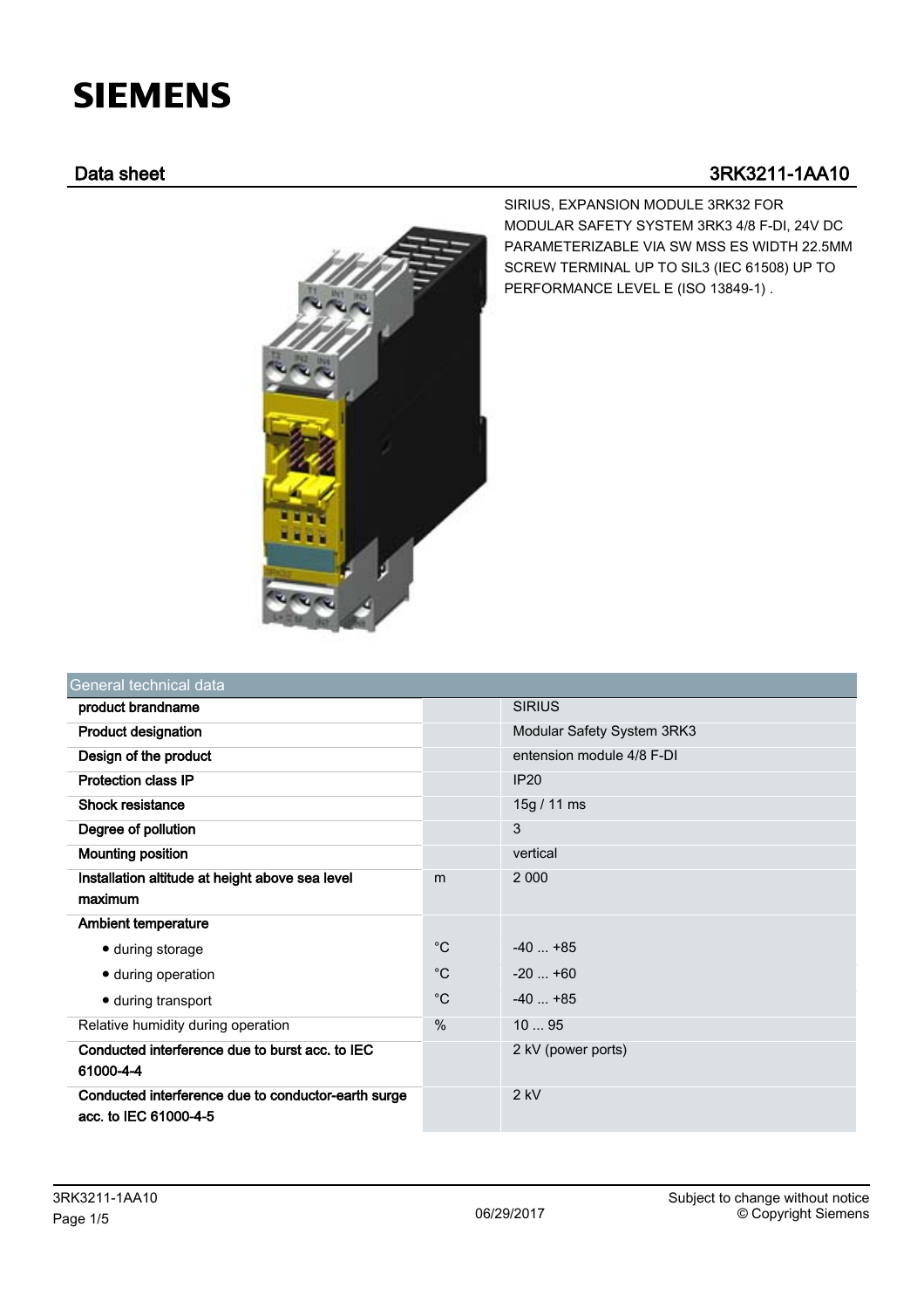# SIEMENS

## Data sheet 3RK3211-1AA10

SIRIUS, EXPANSION MODULE 3RK32 FOR MODULAR SAFETY SYSTEM 3RK3 4/8 F-DI, 24V DC PARAMETERIZABLE VIA SW MSS ES WIDTH 22.5MM SCREW TERMINAL UP TO SIL3 (IEC 61508) UP TO PERFORMANCE LEVEL E (ISO 13849-1) .

| General technical data | | |
|---|---|---|
| **product brandname** | | SIRIUS |
| **Product designation** | | Modular Safety System 3RK3 |
| **Design of the product** | | entension module 4/8 F-DI |
| **Protection class IP** | | IP20 |
| **Shock resistance** | | 15g / 11 ms |
| **Degree of pollution** | | 3 |
| **Mounting position** | | vertical |
| **Installation altitude at height above sea level maximum** | m | 2 000 |
| **Ambient temperature** | | |
| • during storage | °C | -40 ... +85 |
| • during operation | °C | -20 ... +60 |
| • during transport | °C | -40 ... +85 |
| Relative humidity during operation | % | 10 ... 95 |
| **Conducted interference due to burst acc. to IEC 61000-4-4** | | 2 kV (power ports) |
| **Conducted interference due to conductor-earth surge acc. to IEC 61000-4-5** | | 2 kV |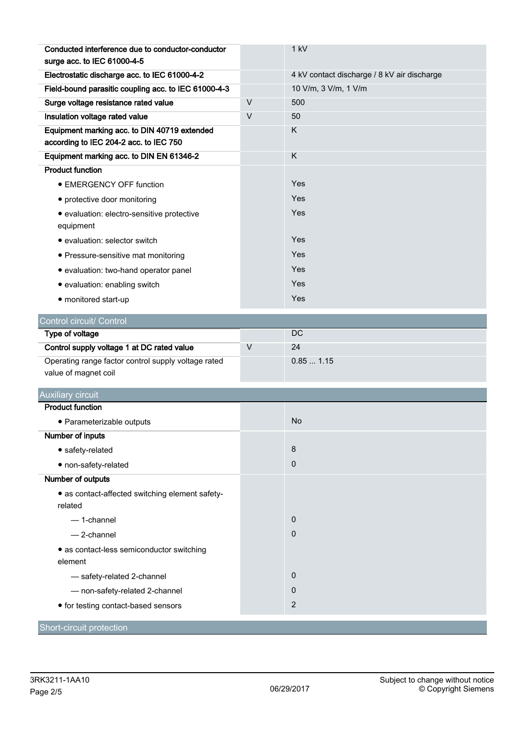| | | |
|---|---|---|
| **Conducted interference due to conductor-conductor surge acc. to IEC 61000-4-5** | | 1 kV |
| **Electrostatic discharge acc. to IEC 61000-4-2** | | 4 kV contact discharge / 8 kV air discharge |
| **Field-bound parasitic coupling acc. to IEC 61000-4-3** | | 10 V/m, 3 V/m, 1 V/m |
| **Surge voltage resistance rated value** | V | 500 |
| **Insulation voltage rated value** | V | 50 |
| **Equipment marking acc. to DIN 40719 extended according to IEC 204-2 acc. to IEC 750** | | K |
| **Equipment marking acc. to DIN EN 61346-2** | | K |
| **Product function** | | |
| • EMERGENCY OFF function | | Yes |
| • protective door monitoring | | Yes |
| • evaluation: electro-sensitive protective equipment | | Yes |
| • evaluation: selector switch | | Yes |
| • Pressure-sensitive mat monitoring | | Yes |
| • evaluation: two-hand operator panel | | Yes |
| • evaluation: enabling switch | | Yes |
| • monitored start-up | | Yes |

## Control circuit/ Control

| | | |
|---|---|---|
| **Type of voltage** | | DC |
| **Control supply voltage 1 at DC rated value** | V | 24 |
| Operating range factor control supply voltage rated value of magnet coil | | 0.85 ... 1.15 |

## Auxiliary circuit

| | | |
|---|---|---|
| **Product function** | | |
| • Parameterizable outputs | | No |
| **Number of inputs** | | |
| • safety-related | | 8 |
| • non-safety-related | | 0 |
| **Number of outputs** | | |
| • as contact-affected switching element safety-related | | |
| — 1-channel | | 0 |
| — 2-channel | | 0 |
| • as contact-less semiconductor switching element | | |
| — safety-related 2-channel | | 0 |
| — non-safety-related 2-channel | | 0 |
| • for testing contact-based sensors | | 2 |

## Short-circuit protection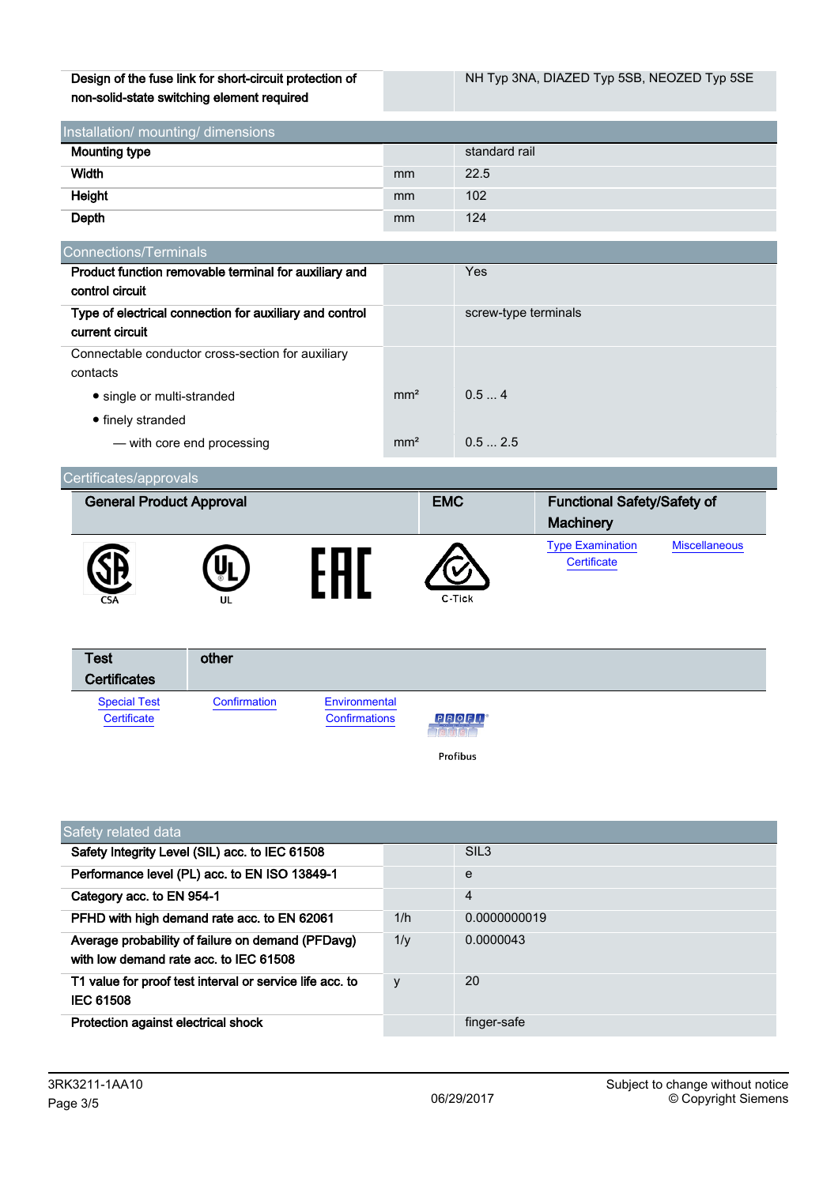| | | |
|---|---|---|
| **Design of the fuse link for short-circuit protection of non-solid-state switching element required** | | NH Typ 3NA, DIAZED Typ 5SB, NEOZED Typ 5SE |

## Installation/ mounting/ dimensions

| | | |
|---|---|---|
| **Mounting type** | | standard rail |
| **Width** | mm | 22.5 |
| **Height** | mm | 102 |
| **Depth** | mm | 124 |

## Connections/Terminals

| | | |
|---|---|---|
| **Product function removable terminal for auxiliary and control circuit** | | Yes |
| **Type of electrical connection for auxiliary and control current circuit** | | screw-type terminals |
| Connectable conductor cross-section for auxiliary contacts | | |
| • single or multi-stranded | mm² | 0.5 ... 4 |
| • finely stranded | | |
| — with core end processing | mm² | 0.5 ... 2.5 |

## Certificates/approvals

| General Product Approval | | | EMC | Functional Safety/Safety of Machinery | |
|---|---|---|---|---|---|
| CSA | UL | EAC | C-Tick | Type Examination Certificate | Miscellaneous |

| Test Certificates | other | | |
|---|---|---|---|
| Special Test Certificate | Confirmation | Environmental Confirmations | Profibus |

## Safety related data

| | | |
|---|---|---|
| **Safety Integrity Level (SIL) acc. to IEC 61508** | | SIL3 |
| **Performance level (PL) acc. to EN ISO 13849-1** | | e |
| **Category acc. to EN 954-1** | | 4 |
| **PFHD with high demand rate acc. to EN 62061** | 1/h | 0.0000000019 |
| **Average probability of failure on demand (PFDavg) with low demand rate acc. to IEC 61508** | 1/y | 0.0000043 |
| **T1 value for proof test interval or service life acc. to IEC 61508** | y | 20 |
| **Protection against electrical shock** | | finger-safe |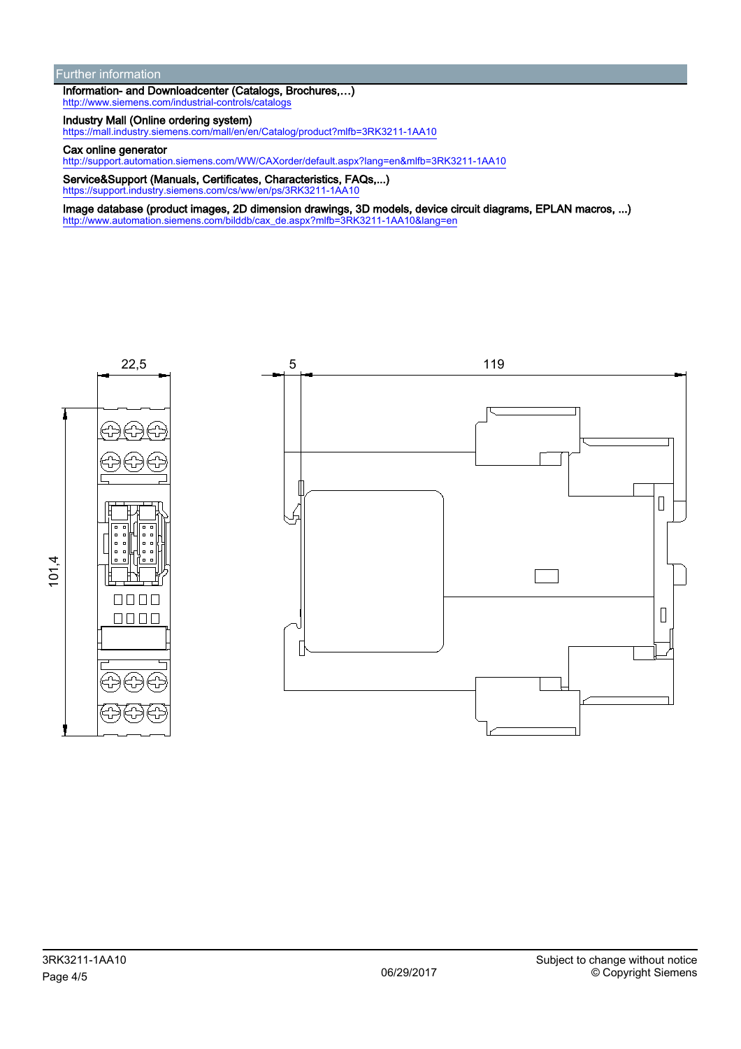## Further information

**Information- and Downloadcenter (Catalogs, Brochures,…)**
http://www.siemens.com/industrial-controls/catalogs

**Industry Mall (Online ordering system)**
https://mall.industry.siemens.com/mall/en/en/Catalog/product?mlfb=3RK3211-1AA10

**Cax online generator**
http://support.automation.siemens.com/WW/CAXorder/default.aspx?lang=en&mlfb=3RK3211-1AA10

**Service&Support (Manuals, Certificates, Characteristics, FAQs,...)**
https://support.industry.siemens.com/cs/ww/en/ps/3RK3211-1AA10

**Image database (product images, 2D dimension drawings, 3D models, device circuit diagrams, EPLAN macros, ...)**
http://www.automation.siemens.com/bilddb/cax_de.aspx?mlfb=3RK3211-1AA10&lang=en

22,5

101,4

5

119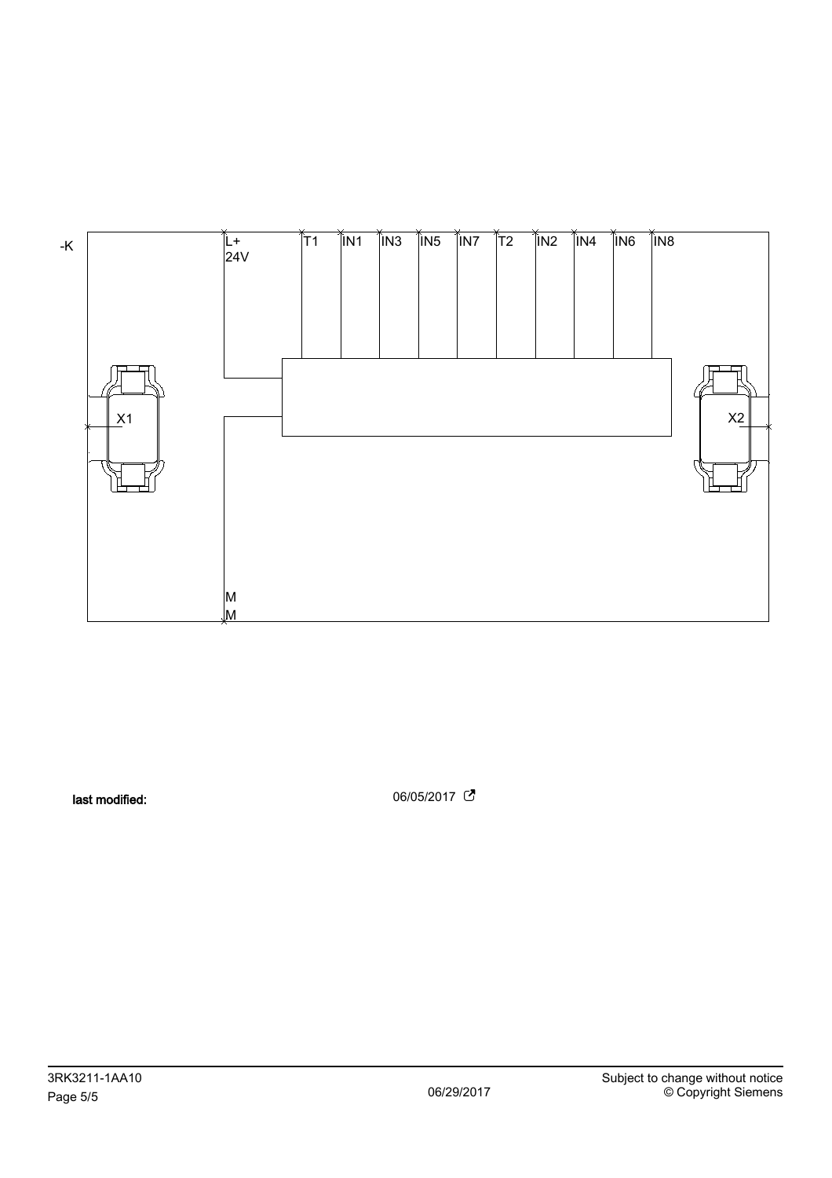-K

L+
24V

T1

IN1

IN3

IN5

IN7

T2

IN2

IN4

IN6

IN8

X1

X2

M
M

**last modified:** 06/05/2017

3RK3211-1AA10

06/29/2017

Subject to change without notice
© Copyright Siemens